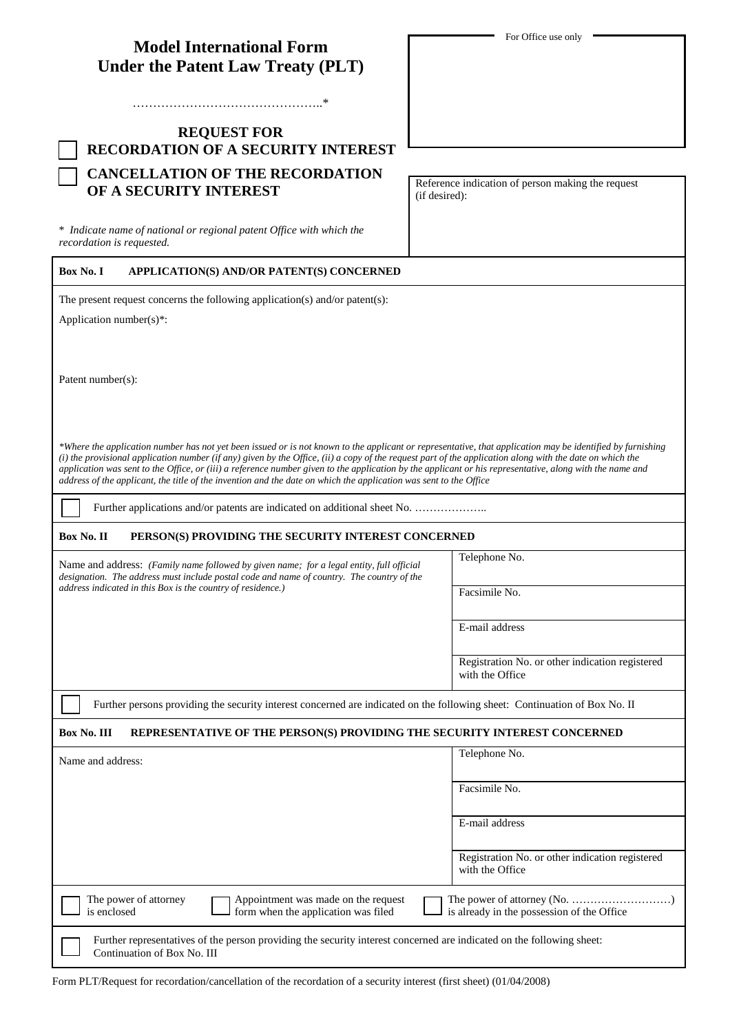# Model International Form Under the Patent Law Treaty (PLT)

……………………………………….*

For Office use only

## REQUEST FOR

☐ **RECORDATION OF A SECURITY INTEREST**

☐ **CANCELLATION OF THE RECORDATION OF A SECURITY INTEREST**

Reference indication of person making the request (if desired):

\* *Indicate name of national or regional patent Office with which the recordation is requested.*

### Box No. I APPLICATION(S) AND/OR PATENT(S) CONCERNED

The present request concerns the following application(s) and/or patent(s):

Application number(s)*:

Patent number(s):

*\*Where the application number has not yet been issued or is not known to the applicant or representative, that application may be identified by furnishing (i) the provisional application number (if any) given by the Office, (ii) a copy of the request part of the application along with the date on which the application was sent to the Office, or (iii) a reference number given to the application by the applicant or his representative, along with the name and address of the applicant, the title of the invention and the date on which the application was sent to the Office*

☐ Further applications and/or patents are indicated on additional sheet No. ………………..

### Box No. II PERSON(S) PROVIDING THE SECURITY INTEREST CONCERNED

Name and address: *(Family name followed by given name; for a legal entity, full official designation. The address must include postal code and name of country. The country of the address indicated in this Box is the country of residence.)*

Telephone No.

Facsimile No.

E-mail address

Registration No. or other indication registered with the Office

☐ Further persons providing the security interest concerned are indicated on the following sheet: Continuation of Box No. II

### Box No. III REPRESENTATIVE OF THE PERSON(S) PROVIDING THE SECURITY INTEREST CONCERNED

Name and address:

Telephone No.

Facsimile No.

E-mail address

Registration No. or other indication registered with the Office

☐ The power of attorney is enclosed

☐ Appointment was made on the request form when the application was filed

☐ The power of attorney (No. ………………………) is already in the possession of the Office

☐ Further representatives of the person providing the security interest concerned are indicated on the following sheet: Continuation of Box No. III

Form PLT/Request for recordation/cancellation of the recordation of a security interest (first sheet) (01/04/2008)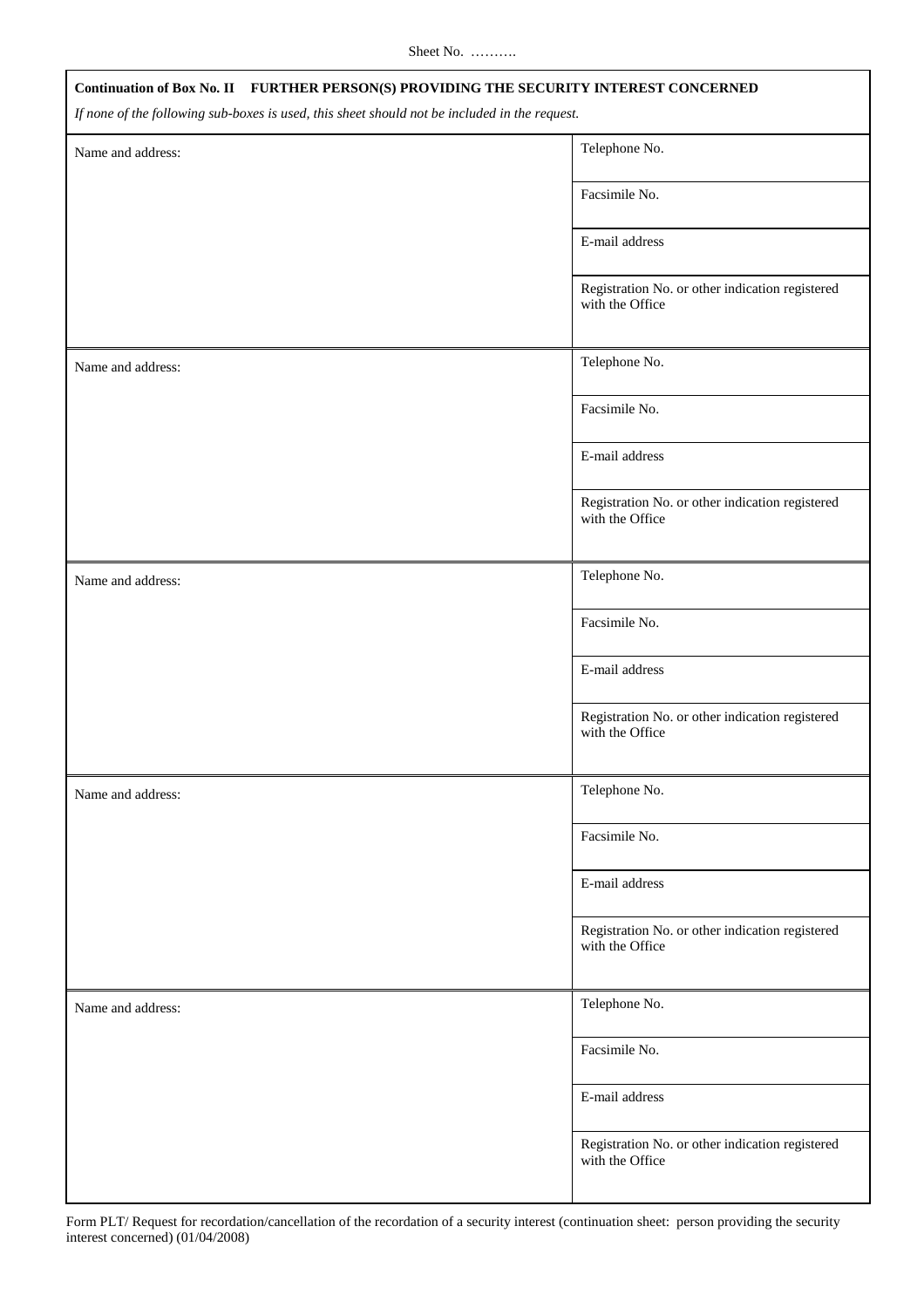Sheet No. ……….

**Continuation of Box No. II FURTHER PERSON(S) PROVIDING THE SECURITY INTEREST CONCERNED**

*If none of the following sub-boxes is used, this sheet should not be included in the request.*

| Name and address: | Telephone No. |
|---|---|
| | Facsimile No. |
| | E-mail address |
| | Registration No. or other indication registered with the Office |

| Name and address: | Telephone No. |
|---|---|
| | Facsimile No. |
| | E-mail address |
| | Registration No. or other indication registered with the Office |

| Name and address: | Telephone No. |
|---|---|
| | Facsimile No. |
| | E-mail address |
| | Registration No. or other indication registered with the Office |

| Name and address: | Telephone No. |
|---|---|
| | Facsimile No. |
| | E-mail address |
| | Registration No. or other indication registered with the Office |

| Name and address: | Telephone No. |
|---|---|
| | Facsimile No. |
| | E-mail address |
| | Registration No. or other indication registered with the Office |

Form PLT/ Request for recordation/cancellation of the recordation of a security interest (continuation sheet: person providing the security interest concerned) (01/04/2008)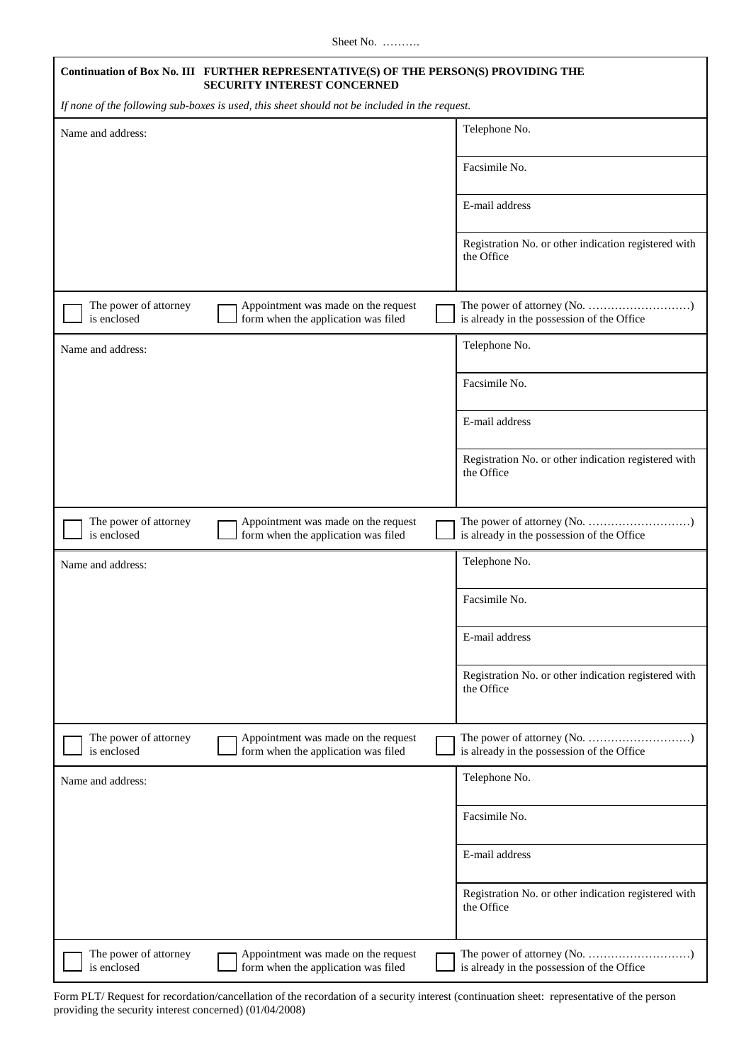Sheet No. ……….

**Continuation of Box No. III FURTHER REPRESENTATIVE(S) OF THE PERSON(S) PROVIDING THE SECURITY INTEREST CONCERNED**

*If none of the following sub-boxes is used, this sheet should not be included in the request.*

| Name and address: | Telephone No. |
|---|---|
| | Facsimile No. |
| | E-mail address |
| | Registration No. or other indication registered with the Office |

☐ The power of attorney is enclosed ☐ Appointment was made on the request form when the application was filed ☐ The power of attorney (No. ………………………) is already in the possession of the Office

| Name and address: | Telephone No. |
|---|---|
| | Facsimile No. |
| | E-mail address |
| | Registration No. or other indication registered with the Office |

☐ The power of attorney is enclosed ☐ Appointment was made on the request form when the application was filed ☐ The power of attorney (No. ………………………) is already in the possession of the Office

| Name and address: | Telephone No. |
|---|---|
| | Facsimile No. |
| | E-mail address |
| | Registration No. or other indication registered with the Office |

☐ The power of attorney is enclosed ☐ Appointment was made on the request form when the application was filed ☐ The power of attorney (No. ………………………) is already in the possession of the Office

| Name and address: | Telephone No. |
|---|---|
| | Facsimile No. |
| | E-mail address |
| | Registration No. or other indication registered with the Office |

☐ The power of attorney is enclosed ☐ Appointment was made on the request form when the application was filed ☐ The power of attorney (No. ………………………) is already in the possession of the Office

Form PLT/ Request for recordation/cancellation of the recordation of a security interest (continuation sheet: representative of the person providing the security interest concerned) (01/04/2008)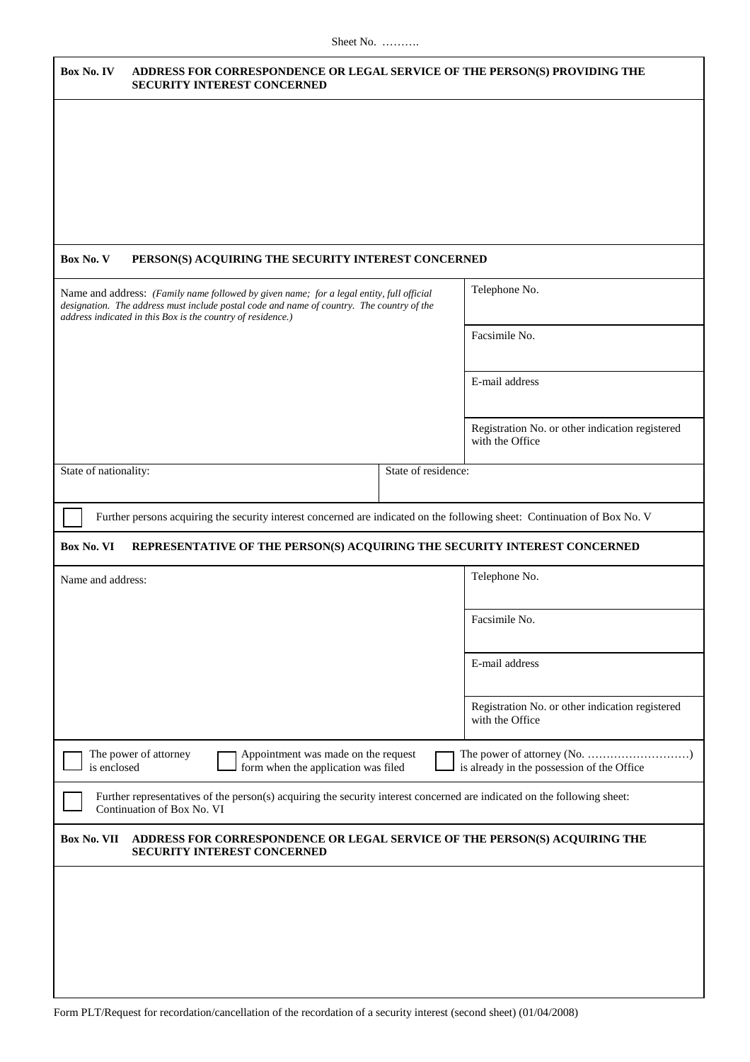Sheet No. ……….

**Box No. IV ADDRESS FOR CORRESPONDENCE OR LEGAL SERVICE OF THE PERSON(S) PROVIDING THE SECURITY INTEREST CONCERNED**

**Box No. V PERSON(S) ACQUIRING THE SECURITY INTEREST CONCERNED**

| Name and address: *(Family name followed by given name; for a legal entity, full official designation. The address must include postal code and name of country. The country of the address indicated in this Box is the country of residence.)* | Telephone No. |
|---|---|
| | Facsimile No. |
| | E-mail address |
| | Registration No. or other indication registered with the Office |

| State of nationality: | State of residence: |
|---|---|

☐ Further persons acquiring the security interest concerned are indicated on the following sheet: Continuation of Box No. V

**Box No. VI REPRESENTATIVE OF THE PERSON(S) ACQUIRING THE SECURITY INTEREST CONCERNED**

| Name and address: | Telephone No. |
|---|---|
| | Facsimile No. |
| | E-mail address |
| | Registration No. or other indication registered with the Office |

☐ The power of attorney is enclosed ☐ Appointment was made on the request form when the application was filed ☐ The power of attorney (No. ………………………) is already in the possession of the Office

☐ Further representatives of the person(s) acquiring the security interest concerned are indicated on the following sheet: Continuation of Box No. VI

**Box No. VII ADDRESS FOR CORRESPONDENCE OR LEGAL SERVICE OF THE PERSON(S) ACQUIRING THE SECURITY INTEREST CONCERNED**

Form PLT/Request for recordation/cancellation of the recordation of a security interest (second sheet) (01/04/2008)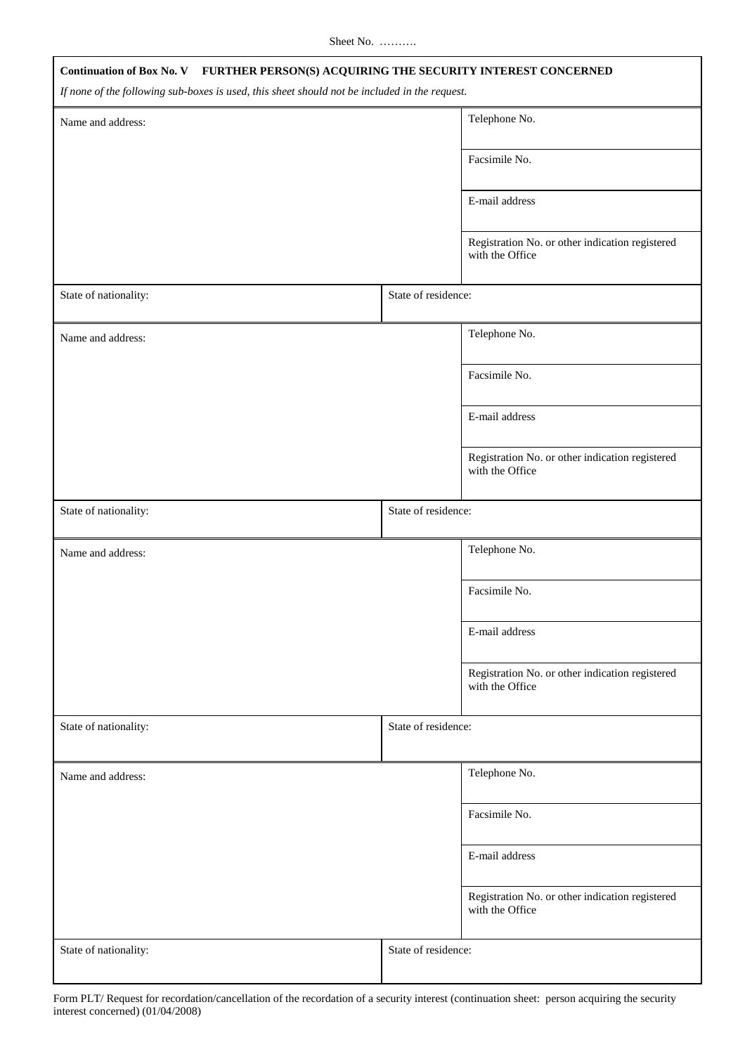Sheet No. ……….

**Continuation of Box No. V FURTHER PERSON(S) ACQUIRING THE SECURITY INTEREST CONCERNED**

*If none of the following sub-boxes is used, this sheet should not be included in the request.*

| Name and address: | | Telephone No. |
|---|---|---|
| | | Facsimile No. |
| | | E-mail address |
| | | Registration No. or other indication registered with the Office |
| State of nationality: | State of residence: | |

| Name and address: | | Telephone No. |
|---|---|---|
| | | Facsimile No. |
| | | E-mail address |
| | | Registration No. or other indication registered with the Office |
| State of nationality: | State of residence: | |

| Name and address: | | Telephone No. |
|---|---|---|
| | | Facsimile No. |
| | | E-mail address |
| | | Registration No. or other indication registered with the Office |
| State of nationality: | State of residence: | |

| Name and address: | | Telephone No. |
|---|---|---|
| | | Facsimile No. |
| | | E-mail address |
| | | Registration No. or other indication registered with the Office |
| State of nationality: | State of residence: | |

Form PLT/ Request for recordation/cancellation of the recordation of a security interest (continuation sheet: person acquiring the security interest concerned) (01/04/2008)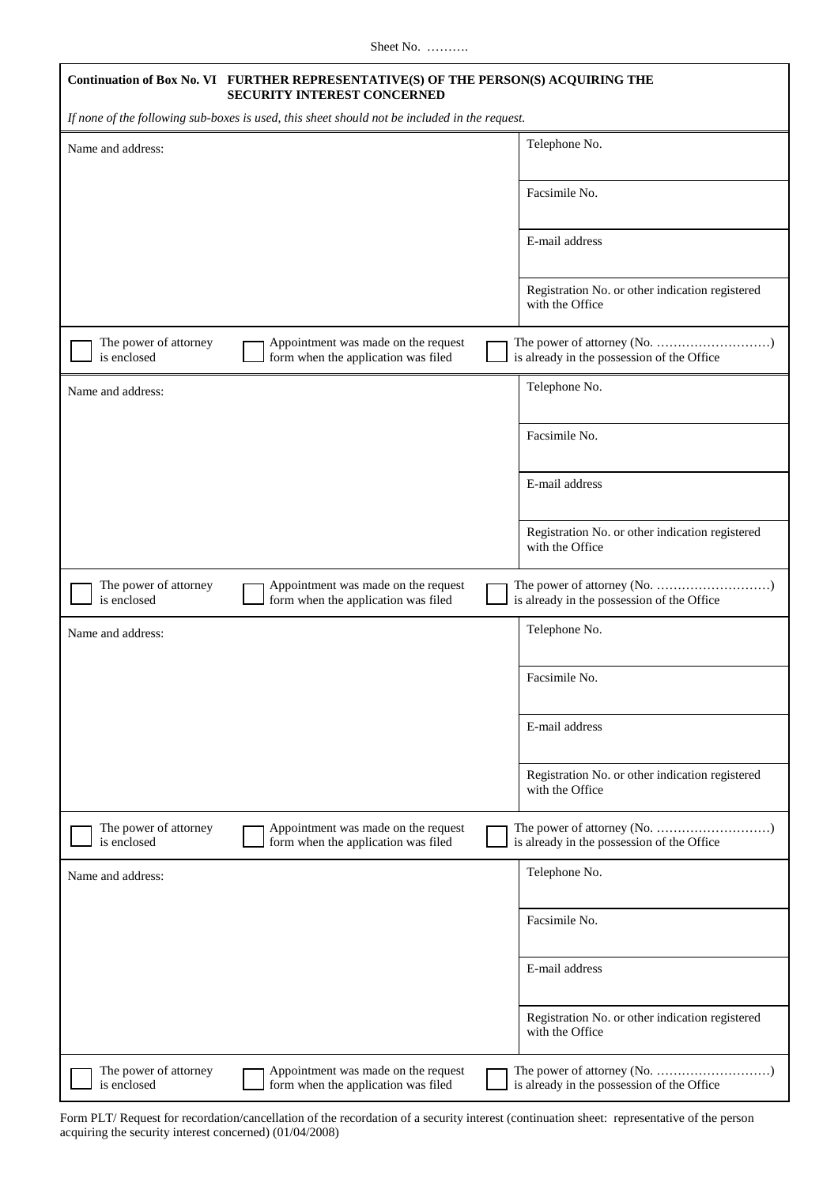Sheet No. ……….

**Continuation of Box No. VI FURTHER REPRESENTATIVE(S) OF THE PERSON(S) ACQUIRING THE SECURITY INTEREST CONCERNED**

*If none of the following sub-boxes is used, this sheet should not be included in the request.*

| Name and address: | Telephone No. |
|---|---|
| | Facsimile No. |
| | E-mail address |
| | Registration No. or other indication registered with the Office |

☐ The power of attorney is enclosed ☐ Appointment was made on the request form when the application was filed ☐ The power of attorney (No. ………………………) is already in the possession of the Office

| Name and address: | Telephone No. |
|---|---|
| | Facsimile No. |
| | E-mail address |
| | Registration No. or other indication registered with the Office |

☐ The power of attorney is enclosed ☐ Appointment was made on the request form when the application was filed ☐ The power of attorney (No. ………………………) is already in the possession of the Office

| Name and address: | Telephone No. |
|---|---|
| | Facsimile No. |
| | E-mail address |
| | Registration No. or other indication registered with the Office |

☐ The power of attorney is enclosed ☐ Appointment was made on the request form when the application was filed ☐ The power of attorney (No. ………………………) is already in the possession of the Office

| Name and address: | Telephone No. |
|---|---|
| | Facsimile No. |
| | E-mail address |
| | Registration No. or other indication registered with the Office |

☐ The power of attorney is enclosed ☐ Appointment was made on the request form when the application was filed ☐ The power of attorney (No. ………………………) is already in the possession of the Office

Form PLT/ Request for recordation/cancellation of the recordation of a security interest (continuation sheet: representative of the person acquiring the security interest concerned) (01/04/2008)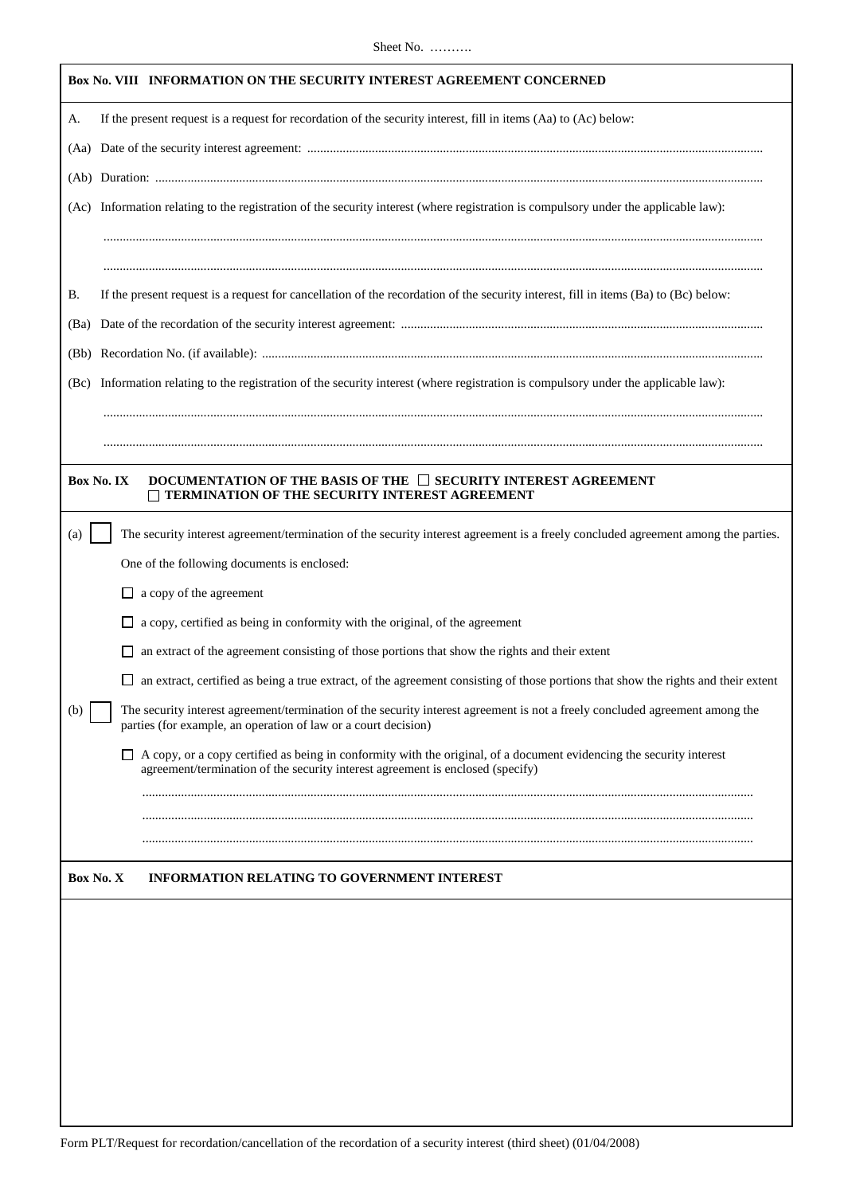Sheet No. ……….

## Box No. VIII INFORMATION ON THE SECURITY INTEREST AGREEMENT CONCERNED

A. If the present request is a request for recordation of the security interest, fill in items (Aa) to (Ac) below:

(Aa) Date of the security interest agreement: ..........................................................................

(Ab) Duration: ..........................................................................

(Ac) Information relating to the registration of the security interest (where registration is compulsory under the applicable law):

..........................................................................

..........................................................................

B. If the present request is a request for cancellation of the recordation of the security interest, fill in items (Ba) to (Bc) below:

(Ba) Date of the recordation of the security interest agreement: ..........................................................................

(Bb) Recordation No. (if available): ..........................................................................

(Bc) Information relating to the registration of the security interest (where registration is compulsory under the applicable law):

..........................................................................

..........................................................................

## Box No. IX DOCUMENTATION OF THE BASIS OF THE ☐ SECURITY INTEREST AGREEMENT ☐ TERMINATION OF THE SECURITY INTEREST AGREEMENT

(a) ☐ The security interest agreement/termination of the security interest agreement is a freely concluded agreement among the parties.

One of the following documents is enclosed:

- ☐ a copy of the agreement
- ☐ a copy, certified as being in conformity with the original, of the agreement
- ☐ an extract of the agreement consisting of those portions that show the rights and their extent
- ☐ an extract, certified as being a true extract, of the agreement consisting of those portions that show the rights and their extent

(b) ☐ The security interest agreement/termination of the security interest agreement is not a freely concluded agreement among the parties (for example, an operation of law or a court decision)

- ☐ A copy, or a copy certified as being in conformity with the original, of a document evidencing the security interest agreement/termination of the security interest agreement is enclosed (specify)

..........................................................................

..........................................................................

..........................................................................

## Box No. X INFORMATION RELATING TO GOVERNMENT INTEREST

Form PLT/Request for recordation/cancellation of the recordation of a security interest (third sheet) (01/04/2008)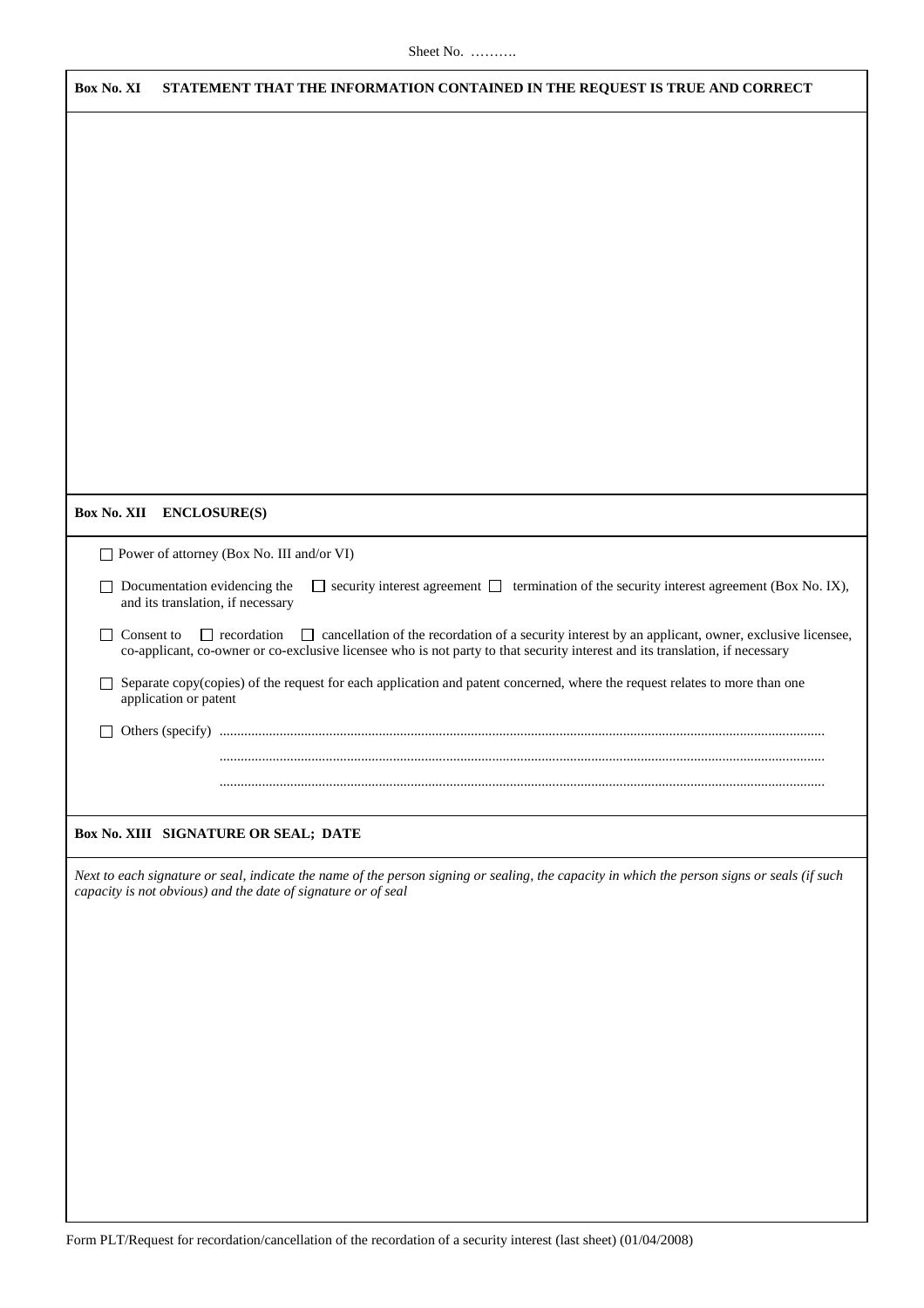Sheet No. ……….

**Box No. XI STATEMENT THAT THE INFORMATION CONTAINED IN THE REQUEST IS TRUE AND CORRECT**

**Box No. XII ENCLOSURE(S)**

☐ Power of attorney (Box No. III and/or VI)

☐ Documentation evidencing the ☐ security interest agreement ☐ termination of the security interest agreement (Box No. IX), and its translation, if necessary

☐ Consent to ☐ recordation ☐ cancellation of the recordation of a security interest by an applicant, owner, exclusive licensee, co-applicant, co-owner or co-exclusive licensee who is not party to that security interest and its translation, if necessary

☐ Separate copy(copies) of the request for each application and patent concerned, where the request relates to more than one application or patent

☐ Others (specify) ..........................................................................................................................................................

..........................................................................................................................................................

..........................................................................................................................................................

**Box No. XIII SIGNATURE OR SEAL; DATE**

*Next to each signature or seal, indicate the name of the person signing or sealing, the capacity in which the person signs or seals (if such capacity is not obvious) and the date of signature or of seal*

Form PLT/Request for recordation/cancellation of the recordation of a security interest (last sheet) (01/04/2008)